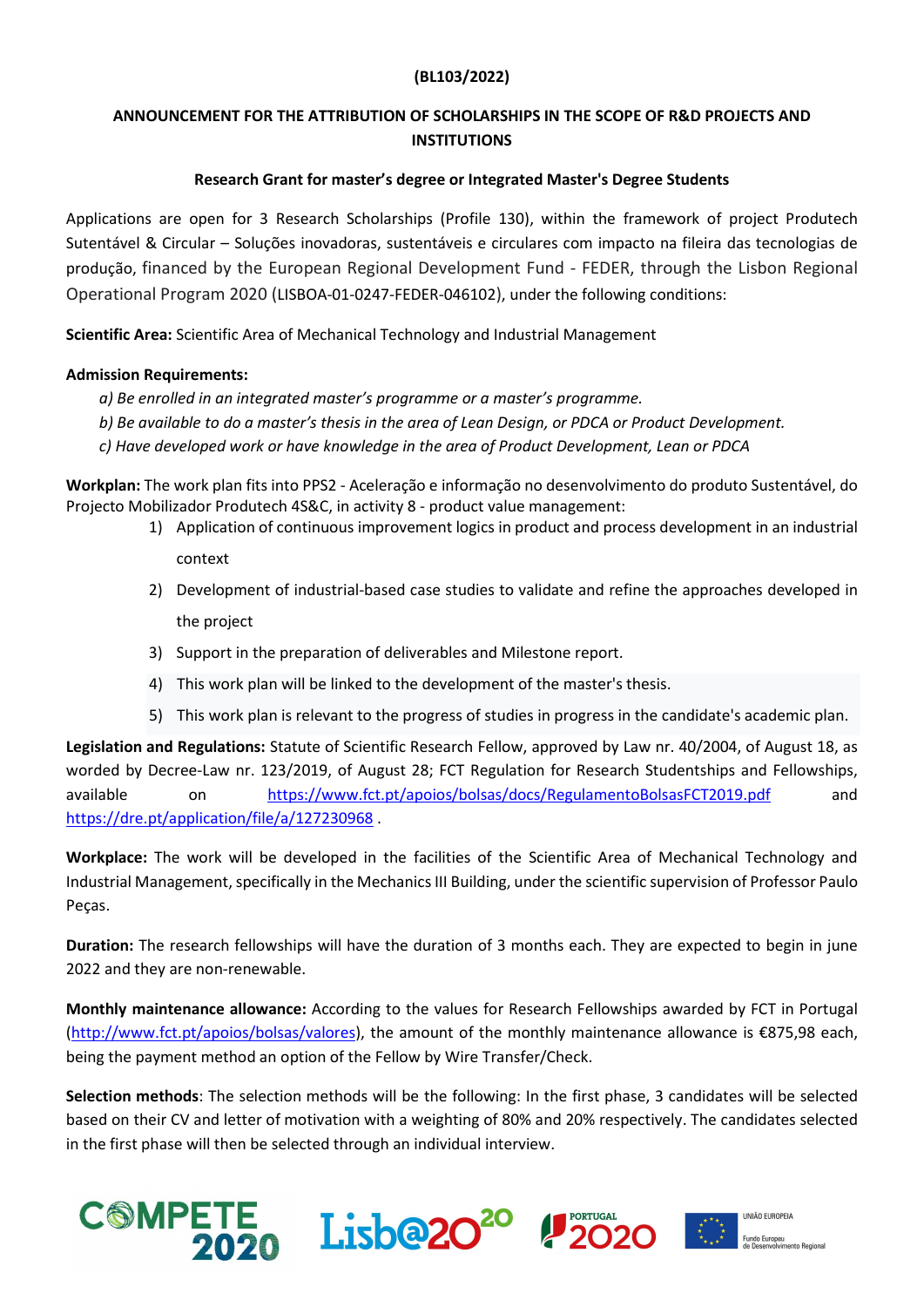**(BL103/2022)**

## ANNOUNCEMENT FOR THE ATTRIBUTION OF SCHOLARSHIPS IN THE SCOPE OF R&D PROJECTS AND INSTITUTIONS

### Research Grant for master's degree or Integrated Master's Degree Students

Applications are open for 3 Research Scholarships (Profile 130), within the framework of project Produtech Sutentável & Circular – Soluções inovadoras, sustentáveis e circulares com impacto na fileira das tecnologias de produção, financed by the European Regional Development Fund - FEDER, through the Lisbon Regional Operational Program 2020 (LISBOA-01-0247-FEDER-046102), under the following conditions:

**Scientific Area:** Scientific Area of Mechanical Technology and Industrial Management

**Admission Requirements:**

*a) Be enrolled in an integrated master's programme or a master's programme.*
*b) Be available to do a master's thesis in the area of Lean Design, or PDCA or Product Development.*
*c) Have developed work or have knowledge in the area of Product Development, Lean or PDCA*

**Workplan:** The work plan fits into PPS2 - Aceleração e informação no desenvolvimento do produto Sustentável, do Projecto Mobilizador Produtech 4S&C, in activity 8 - product value management:

1) Application of continuous improvement logics in product and process development in an industrial context
2) Development of industrial-based case studies to validate and refine the approaches developed in the project
3) Support in the preparation of deliverables and Milestone report.
4) This work plan will be linked to the development of the master's thesis.
5) This work plan is relevant to the progress of studies in progress in the candidate's academic plan.

**Legislation and Regulations:** Statute of Scientific Research Fellow, approved by Law nr. 40/2004, of August 18, as worded by Decree-Law nr. 123/2019, of August 28; FCT Regulation for Research Studentships and Fellowships, available on https://www.fct.pt/apoios/bolsas/docs/RegulamentoBolsasFCT2019.pdf and https://dre.pt/application/file/a/127230968 .

**Workplace:** The work will be developed in the facilities of the Scientific Area of Mechanical Technology and Industrial Management, specifically in the Mechanics III Building, under the scientific supervision of Professor Paulo Peças.

**Duration:** The research fellowships will have the duration of 3 months each. They are expected to begin in june 2022 and they are non-renewable.

**Monthly maintenance allowance:** According to the values for Research Fellowships awarded by FCT in Portugal (http://www.fct.pt/apoios/bolsas/valores), the amount of the monthly maintenance allowance is €875,98 each, being the payment method an option of the Fellow by Wire Transfer/Check.

**Selection methods**: The selection methods will be the following: In the first phase, 3 candidates will be selected based on their CV and letter of motivation with a weighting of 80% and 20% respectively. The candidates selected in the first phase will then be selected through an individual interview.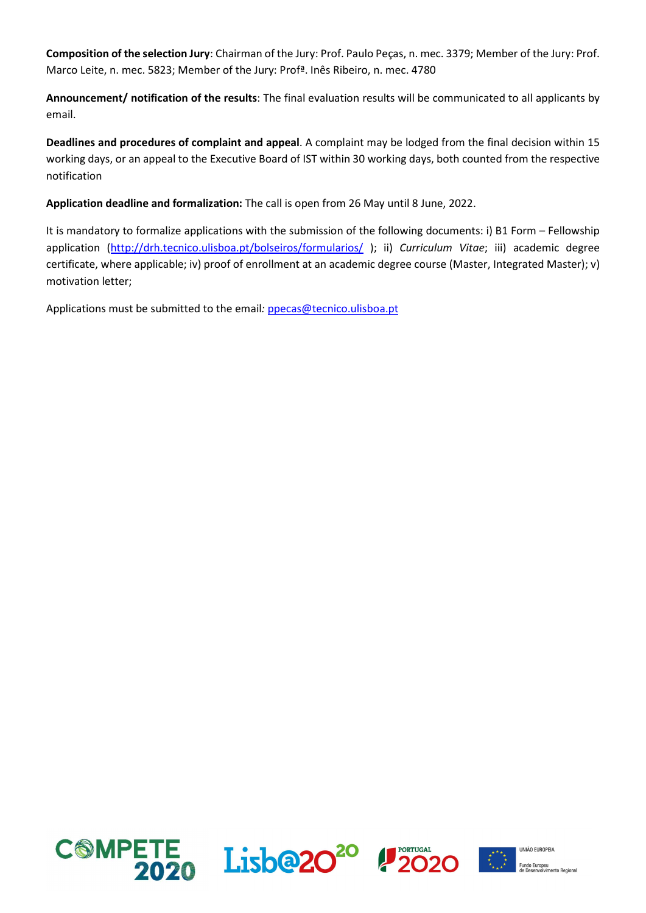**Composition of the selection Jury**: Chairman of the Jury: Prof. Paulo Peças, n. mec. 3379; Member of the Jury: Prof. Marco Leite, n. mec. 5823; Member of the Jury: Profª. Inês Ribeiro, n. mec. 4780

**Announcement/ notification of the results**: The final evaluation results will be communicated to all applicants by email.

**Deadlines and procedures of complaint and appeal**. A complaint may be lodged from the final decision within 15 working days, or an appeal to the Executive Board of IST within 30 working days, both counted from the respective notification

**Application deadline and formalization:** The call is open from 26 May until 8 June, 2022.

It is mandatory to formalize applications with the submission of the following documents: i) B1 Form – Fellowship application (http://drh.tecnico.ulisboa.pt/bolseiros/formularios/ ); ii) *Curriculum Vitae*; iii) academic degree certificate, where applicable; iv) proof of enrollment at an academic degree course (Master, Integrated Master); v) motivation letter;

Applications must be submitted to the email*:* ppecas@tecnico.ulisboa.pt